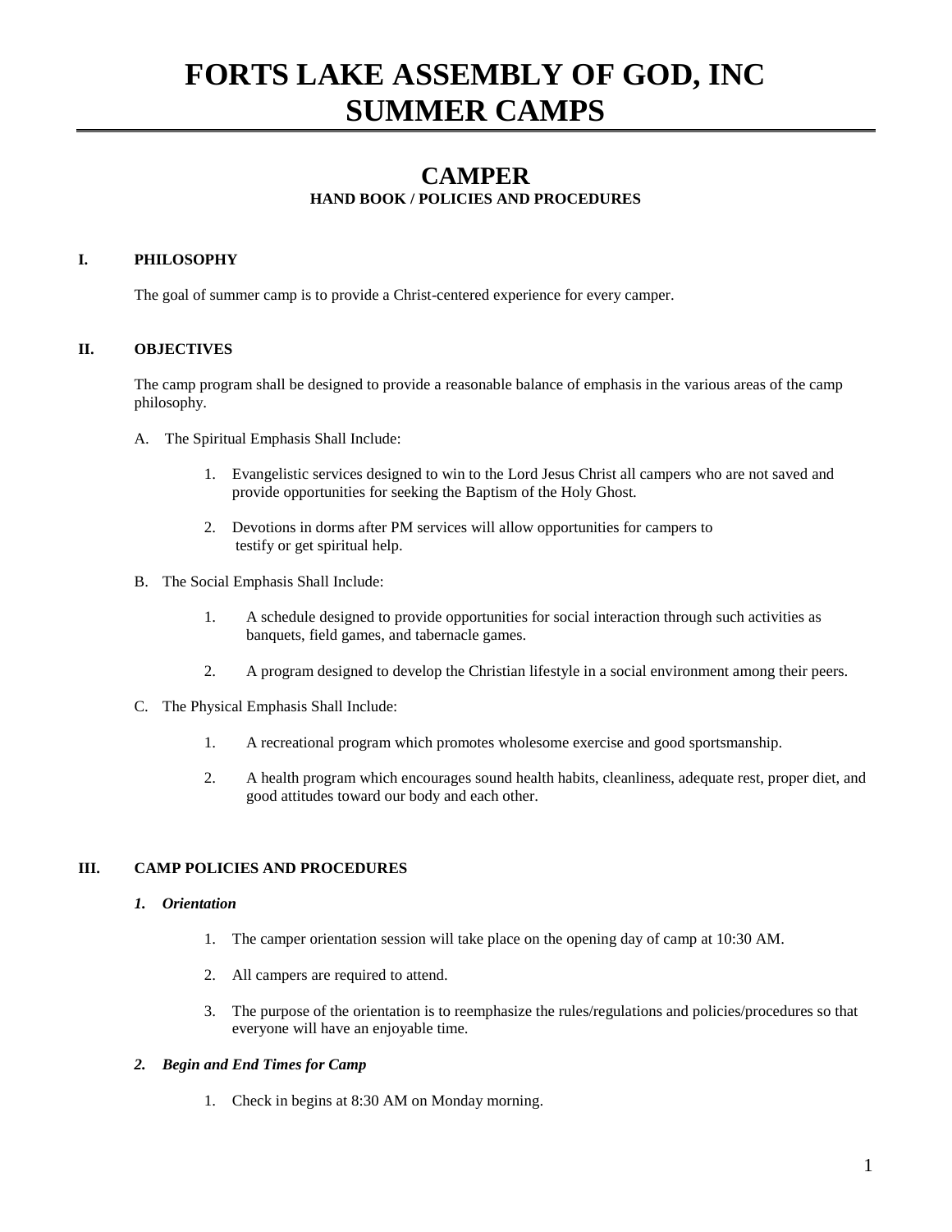# FORTS LAKE ASSEMBLY OF GOD, INC
# SUMMER CAMPS

## CAMPER

**HAND BOOK / POLICIES AND PROCEDURES**

### I. PHILOSOPHY

The goal of summer camp is to provide a Christ-centered experience for every camper.

### II. OBJECTIVES

The camp program shall be designed to provide a reasonable balance of emphasis in the various areas of the camp philosophy.

A. The Spiritual Emphasis Shall Include:

1. Evangelistic services designed to win to the Lord Jesus Christ all campers who are not saved and provide opportunities for seeking the Baptism of the Holy Ghost.
2. Devotions in dorms after PM services will allow opportunities for campers to testify or get spiritual help.

B. The Social Emphasis Shall Include:

1. A schedule designed to provide opportunities for social interaction through such activities as banquets, field games, and tabernacle games.
2. A program designed to develop the Christian lifestyle in a social environment among their peers.

C. The Physical Emphasis Shall Include:

1. A recreational program which promotes wholesome exercise and good sportsmanship.
2. A health program which encourages sound health habits, cleanliness, adequate rest, proper diet, and good attitudes toward our body and each other.

### III. CAMP POLICIES AND PROCEDURES

#### *1. Orientation*

1. The camper orientation session will take place on the opening day of camp at 10:30 AM.
2. All campers are required to attend.
3. The purpose of the orientation is to reemphasize the rules/regulations and policies/procedures so that everyone will have an enjoyable time.

#### *2. Begin and End Times for Camp*

1. Check in begins at 8:30 AM on Monday morning.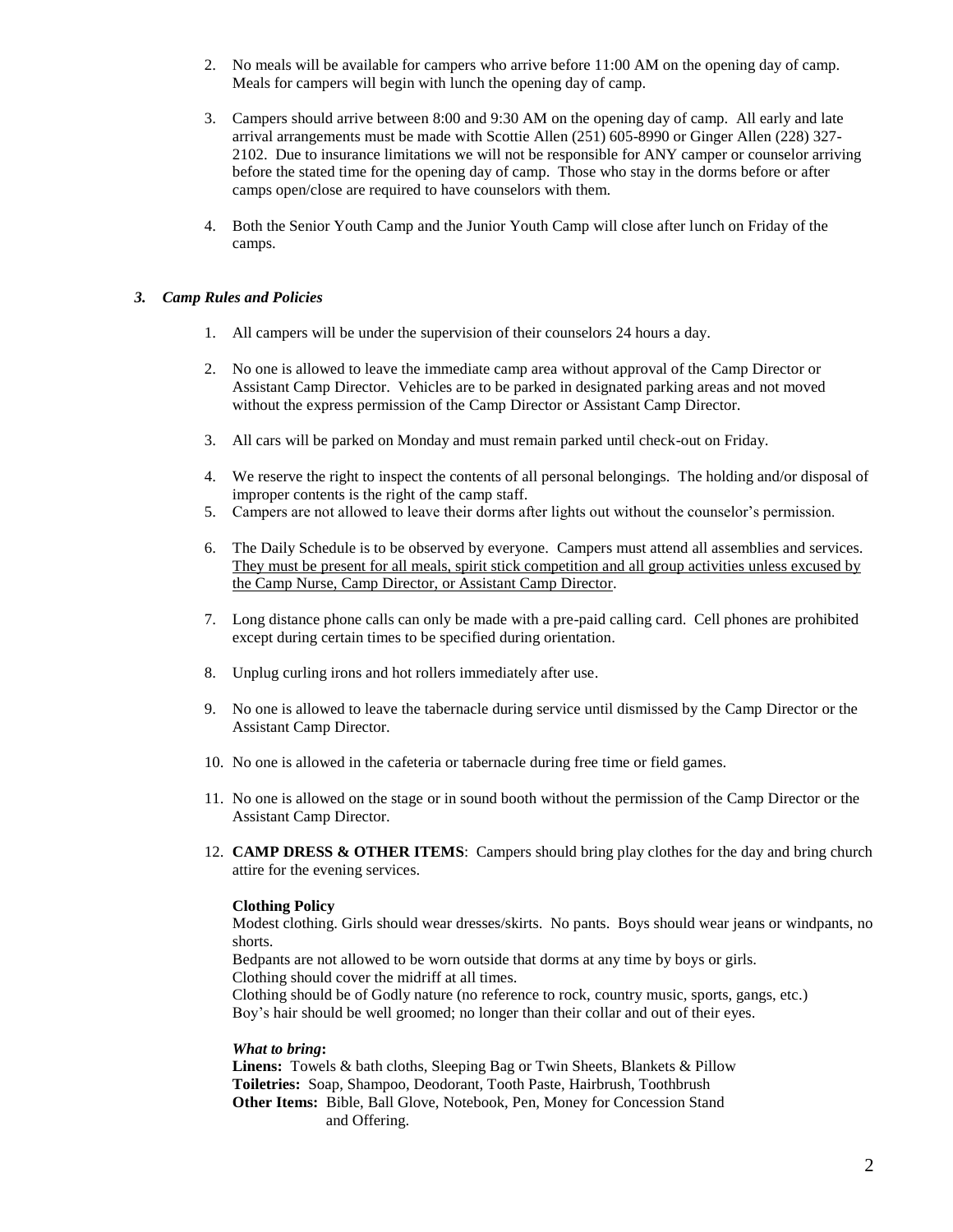2. No meals will be available for campers who arrive before 11:00 AM on the opening day of camp. Meals for campers will begin with lunch the opening day of camp.

3. Campers should arrive between 8:00 and 9:30 AM on the opening day of camp. All early and late arrival arrangements must be made with Scottie Allen (251) 605-8990 or Ginger Allen (228) 327-2102. Due to insurance limitations we will not be responsible for ANY camper or counselor arriving before the stated time for the opening day of camp. Those who stay in the dorms before or after camps open/close are required to have counselors with them.

4. Both the Senior Youth Camp and the Junior Youth Camp will close after lunch on Friday of the camps.

### *3. Camp Rules and Policies*

1. All campers will be under the supervision of their counselors 24 hours a day.

2. No one is allowed to leave the immediate camp area without approval of the Camp Director or Assistant Camp Director. Vehicles are to be parked in designated parking areas and not moved without the express permission of the Camp Director or Assistant Camp Director.

3. All cars will be parked on Monday and must remain parked until check-out on Friday.

4. We reserve the right to inspect the contents of all personal belongings. The holding and/or disposal of improper contents is the right of the camp staff.

5. Campers are not allowed to leave their dorms after lights out without the counselor's permission.

6. The Daily Schedule is to be observed by everyone. Campers must attend all assemblies and services. They must be present for all meals, spirit stick competition and all group activities unless excused by the Camp Nurse, Camp Director, or Assistant Camp Director.

7. Long distance phone calls can only be made with a pre-paid calling card. Cell phones are prohibited except during certain times to be specified during orientation.

8. Unplug curling irons and hot rollers immediately after use.

9. No one is allowed to leave the tabernacle during service until dismissed by the Camp Director or the Assistant Camp Director.

10. No one is allowed in the cafeteria or tabernacle during free time or field games.

11. No one is allowed on the stage or in sound booth without the permission of the Camp Director or the Assistant Camp Director.

12. **CAMP DRESS & OTHER ITEMS**: Campers should bring play clothes for the day and bring church attire for the evening services.

    **Clothing Policy**

    Modest clothing. Girls should wear dresses/skirts. No pants. Boys should wear jeans or windpants, no shorts.
    Bedpants are not allowed to be worn outside that dorms at any time by boys or girls.
    Clothing should cover the midriff at all times.
    Clothing should be of Godly nature (no reference to rock, country music, sports, gangs, etc.)
    Boy's hair should be well groomed; no longer than their collar and out of their eyes.

    ***What to bring*:**

    **Linens:** Towels & bath cloths, Sleeping Bag or Twin Sheets, Blankets & Pillow
    **Toiletries:** Soap, Shampoo, Deodorant, Tooth Paste, Hairbrush, Toothbrush
    **Other Items:** Bible, Ball Glove, Notebook, Pen, Money for Concession Stand and Offering.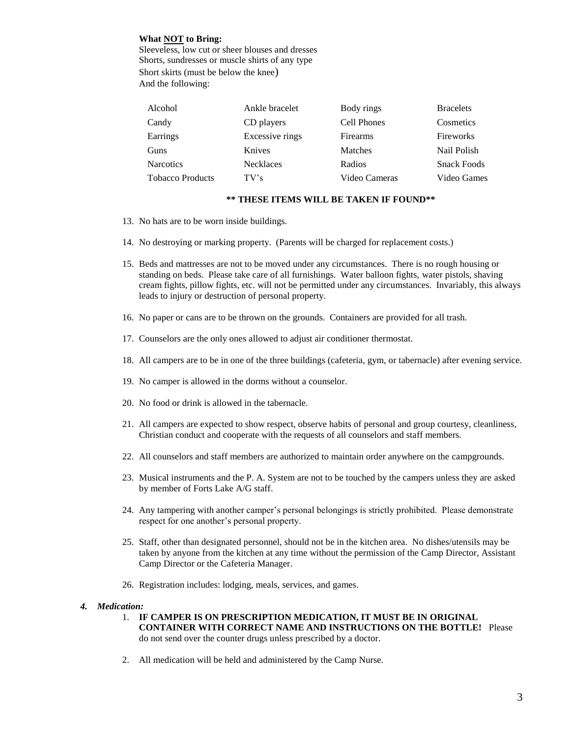**What NOT to Bring:**
Sleeveless, low cut or sheer blouses and dresses
Shorts, sundresses or muscle shirts of any type
Short skirts (must be below the knee)
And the following:

| | | | |
|---|---|---|---|
| Alcohol | Ankle bracelet | Body rings | Bracelets |
| Candy | CD players | Cell Phones | Cosmetics |
| Earrings | Excessive rings | Firearms | Fireworks |
| Guns | Knives | Matches | Nail Polish |
| Narcotics | Necklaces | Radios | Snack Foods |
| Tobacco Products | TV's | Video Cameras | Video Games |

**** THESE ITEMS WILL BE TAKEN IF FOUND****

13. No hats are to be worn inside buildings.
14. No destroying or marking property. (Parents will be charged for replacement costs.)
15. Beds and mattresses are not to be moved under any circumstances. There is no rough housing or standing on beds. Please take care of all furnishings. Water balloon fights, water pistols, shaving cream fights, pillow fights, etc. will not be permitted under any circumstances. Invariably, this always leads to injury or destruction of personal property.
16. No paper or cans are to be thrown on the grounds. Containers are provided for all trash.
17. Counselors are the only ones allowed to adjust air conditioner thermostat.
18. All campers are to be in one of the three buildings (cafeteria, gym, or tabernacle) after evening service.
19. No camper is allowed in the dorms without a counselor.
20. No food or drink is allowed in the tabernacle.
21. All campers are expected to show respect, observe habits of personal and group courtesy, cleanliness, Christian conduct and cooperate with the requests of all counselors and staff members.
22. All counselors and staff members are authorized to maintain order anywhere on the campgrounds.
23. Musical instruments and the P. A. System are not to be touched by the campers unless they are asked by member of Forts Lake A/G staff.
24. Any tampering with another camper's personal belongings is strictly prohibited. Please demonstrate respect for one another's personal property.
25. Staff, other than designated personnel, should not be in the kitchen area. No dishes/utensils may be taken by anyone from the kitchen at any time without the permission of the Camp Director, Assistant Camp Director or the Cafeteria Manager.
26. Registration includes: lodging, meals, services, and games.

***4. Medication:***

1. **IF CAMPER IS ON PRESCRIPTION MEDICATION, IT MUST BE IN ORIGINAL CONTAINER WITH CORRECT NAME AND INSTRUCTIONS ON THE BOTTLE!** Please do not send over the counter drugs unless prescribed by a doctor.
2. All medication will be held and administered by the Camp Nurse.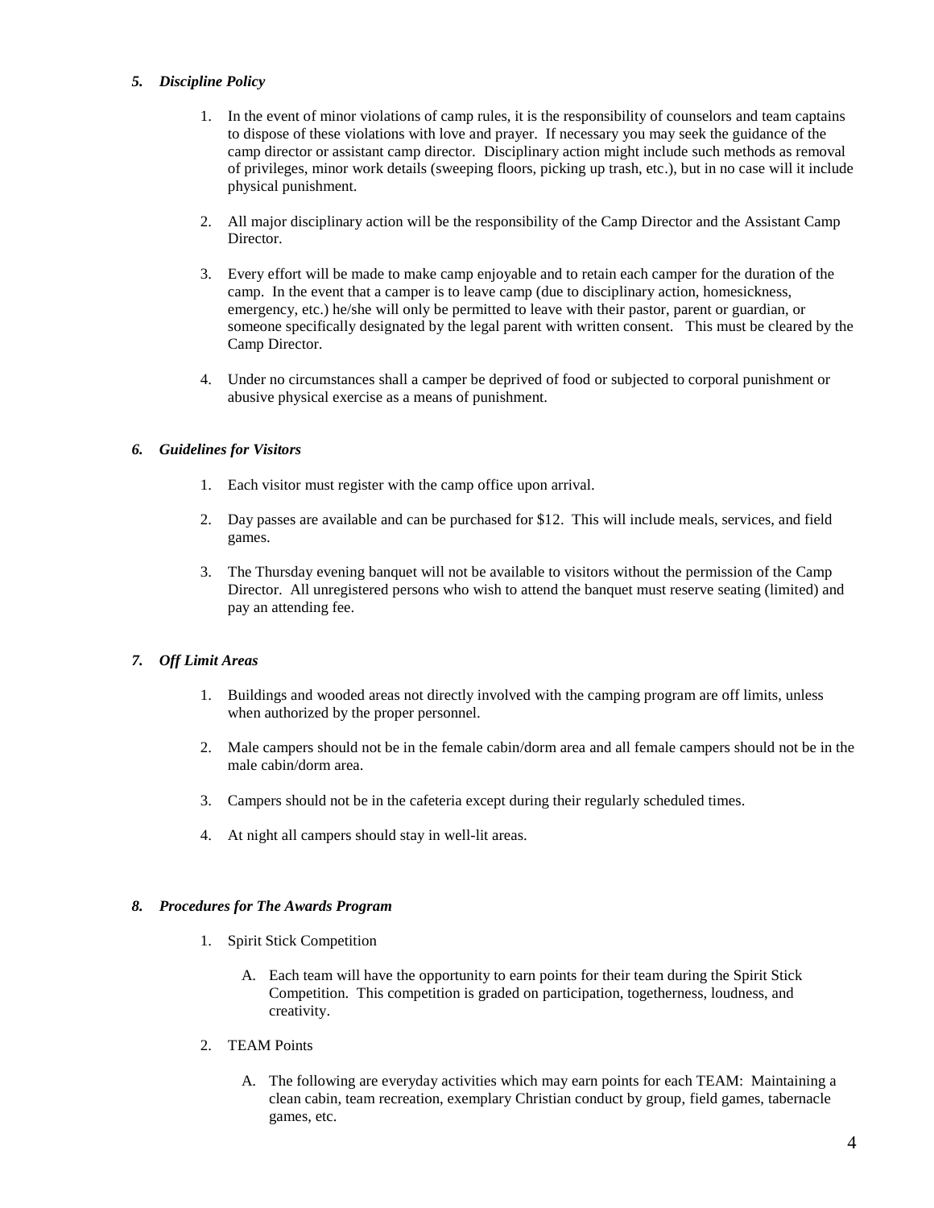### *5. Discipline Policy*

1. In the event of minor violations of camp rules, it is the responsibility of counselors and team captains to dispose of these violations with love and prayer. If necessary you may seek the guidance of the camp director or assistant camp director. Disciplinary action might include such methods as removal of privileges, minor work details (sweeping floors, picking up trash, etc.), but in no case will it include physical punishment.

2. All major disciplinary action will be the responsibility of the Camp Director and the Assistant Camp Director.

3. Every effort will be made to make camp enjoyable and to retain each camper for the duration of the camp. In the event that a camper is to leave camp (due to disciplinary action, homesickness, emergency, etc.) he/she will only be permitted to leave with their pastor, parent or guardian, or someone specifically designated by the legal parent with written consent. This must be cleared by the Camp Director.

4. Under no circumstances shall a camper be deprived of food or subjected to corporal punishment or abusive physical exercise as a means of punishment.

### *6. Guidelines for Visitors*

1. Each visitor must register with the camp office upon arrival.

2. Day passes are available and can be purchased for $12. This will include meals, services, and field games.

3. The Thursday evening banquet will not be available to visitors without the permission of the Camp Director. All unregistered persons who wish to attend the banquet must reserve seating (limited) and pay an attending fee.

### *7. Off Limit Areas*

1. Buildings and wooded areas not directly involved with the camping program are off limits, unless when authorized by the proper personnel.

2. Male campers should not be in the female cabin/dorm area and all female campers should not be in the male cabin/dorm area.

3. Campers should not be in the cafeteria except during their regularly scheduled times.

4. At night all campers should stay in well-lit areas.

### *8. Procedures for The Awards Program*

1. Spirit Stick Competition

   A. Each team will have the opportunity to earn points for their team during the Spirit Stick Competition. This competition is graded on participation, togetherness, loudness, and creativity.

2. TEAM Points

   A. The following are everyday activities which may earn points for each TEAM: Maintaining a clean cabin, team recreation, exemplary Christian conduct by group, field games, tabernacle games, etc.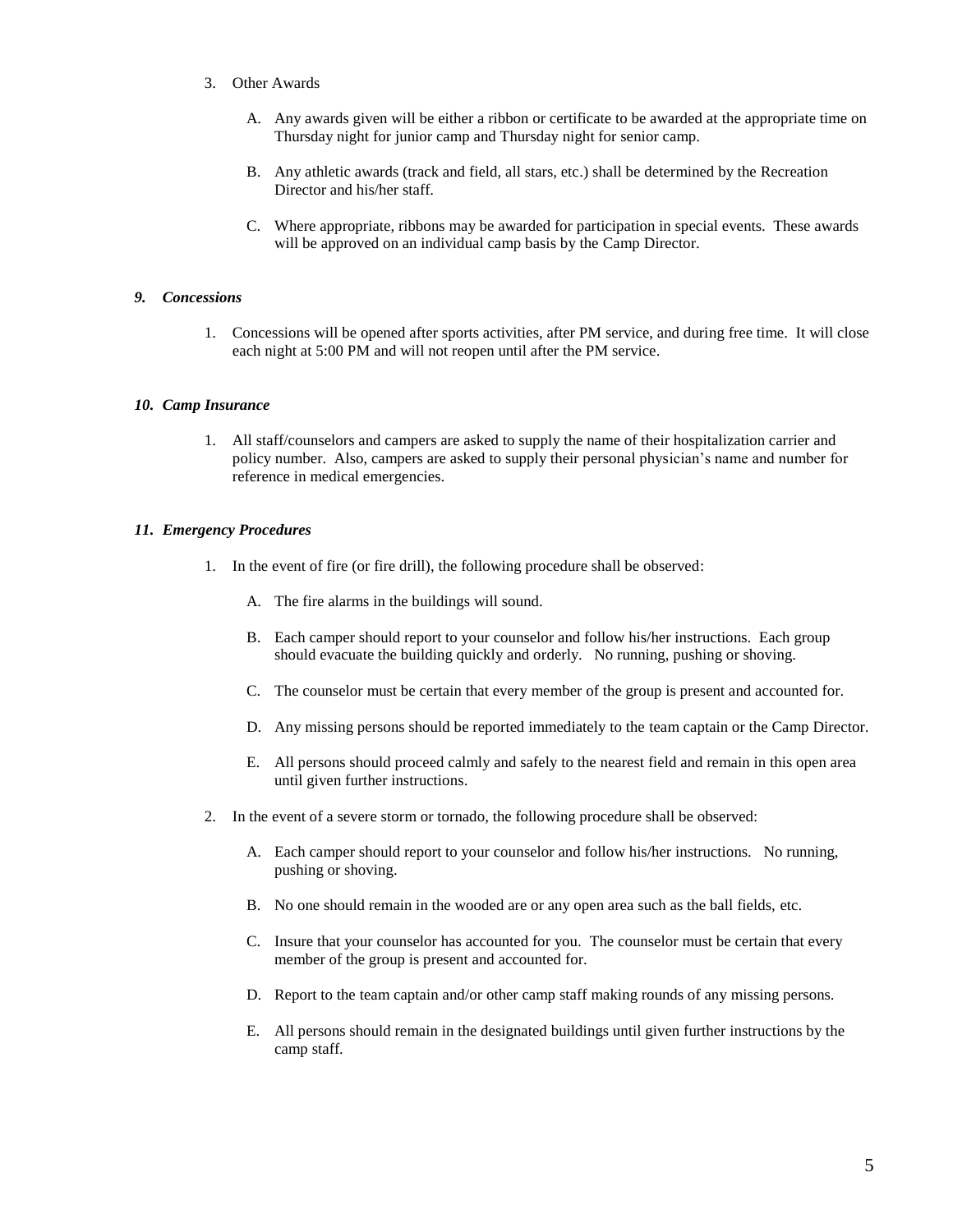3. Other Awards

    A. Any awards given will be either a ribbon or certificate to be awarded at the appropriate time on Thursday night for junior camp and Thursday night for senior camp.

    B. Any athletic awards (track and field, all stars, etc.) shall be determined by the Recreation Director and his/her staff.

    C. Where appropriate, ribbons may be awarded for participation in special events. These awards will be approved on an individual camp basis by the Camp Director.

### *9. Concessions*

1. Concessions will be opened after sports activities, after PM service, and during free time. It will close each night at 5:00 PM and will not reopen until after the PM service.

### *10. Camp Insurance*

1. All staff/counselors and campers are asked to supply the name of their hospitalization carrier and policy number. Also, campers are asked to supply their personal physician's name and number for reference in medical emergencies.

### *11. Emergency Procedures*

1. In the event of fire (or fire drill), the following procedure shall be observed:

    A. The fire alarms in the buildings will sound.

    B. Each camper should report to your counselor and follow his/her instructions. Each group should evacuate the building quickly and orderly. No running, pushing or shoving.

    C. The counselor must be certain that every member of the group is present and accounted for.

    D. Any missing persons should be reported immediately to the team captain or the Camp Director.

    E. All persons should proceed calmly and safely to the nearest field and remain in this open area until given further instructions.

2. In the event of a severe storm or tornado, the following procedure shall be observed:

    A. Each camper should report to your counselor and follow his/her instructions. No running, pushing or shoving.

    B. No one should remain in the wooded are or any open area such as the ball fields, etc.

    C. Insure that your counselor has accounted for you. The counselor must be certain that every member of the group is present and accounted for.

    D. Report to the team captain and/or other camp staff making rounds of any missing persons.

    E. All persons should remain in the designated buildings until given further instructions by the camp staff.